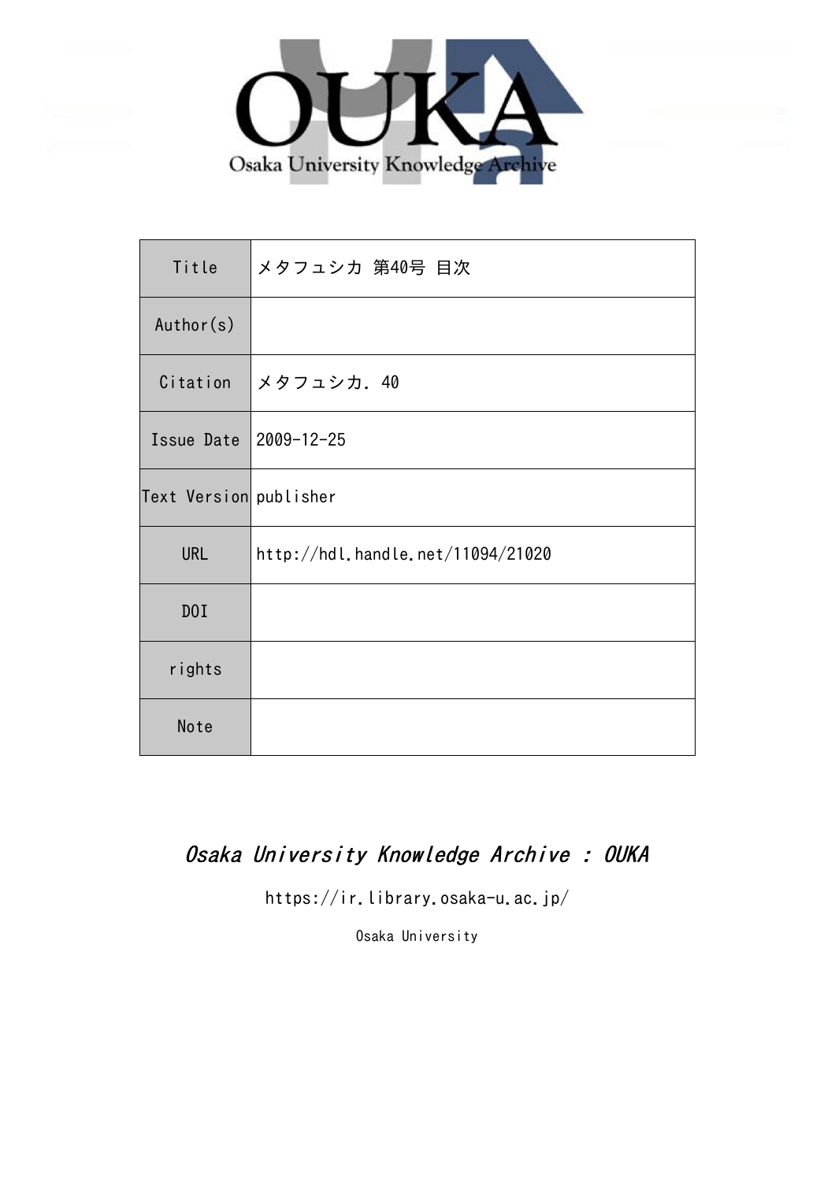Osaka University Knowledge Archive

| | |
|---|---|
| Title | メタフュシカ 第40号 目次 |
| Author(s) | |
| Citation | メタフュシカ. 40 |
| Issue Date | 2009-12-25 |
| Text Version | publisher |
| URL | http://hdl.handle.net/11094/21020 |
| DOI | |
| rights | |
| Note | |

*Osaka University Knowledge Archive : OUKA*

https://ir.library.osaka-u.ac.jp/

Osaka University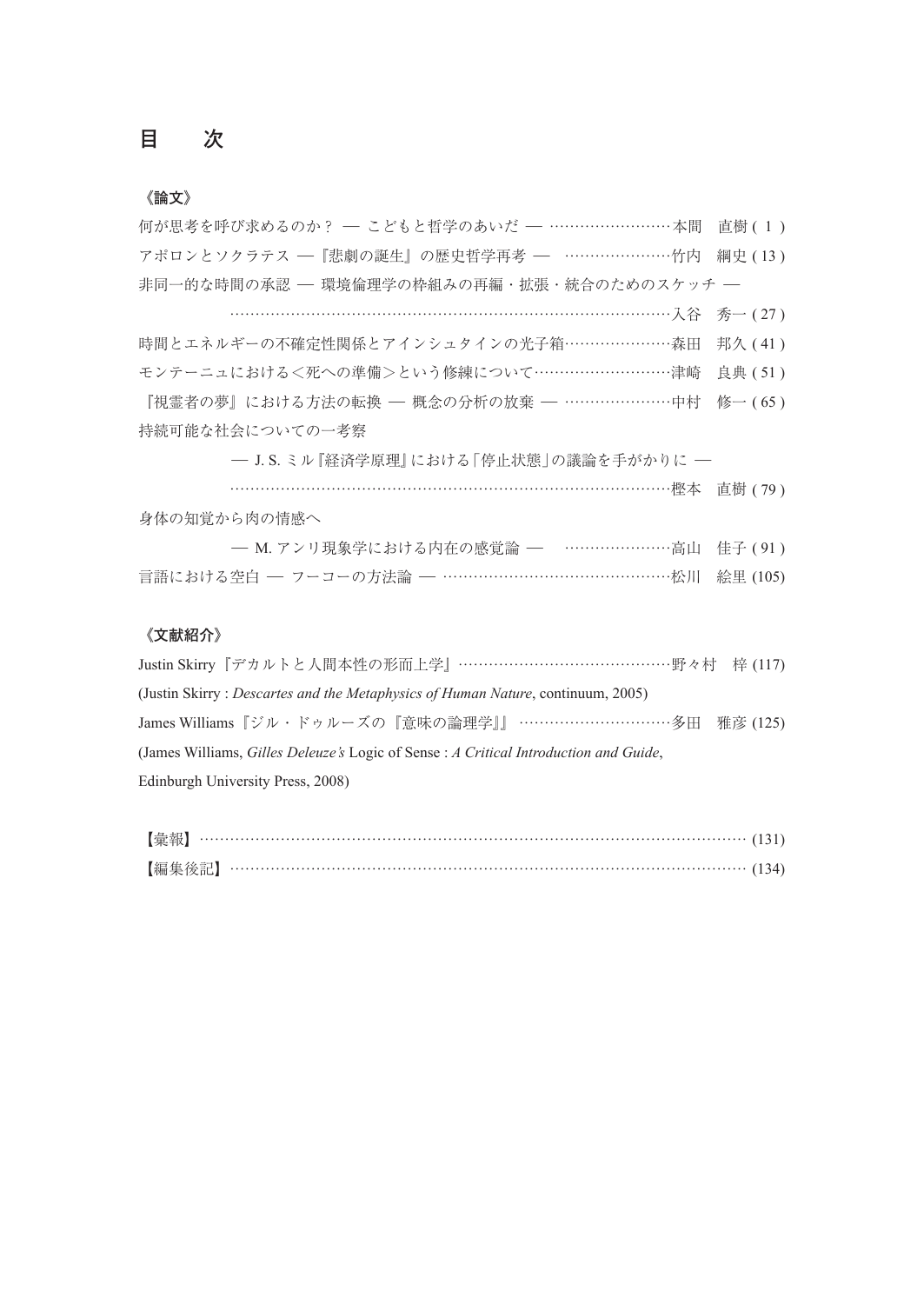# 目　次

### 《論文》

何が思考を呼び求めるのか？ ― こどもと哲学のあいだ ― ……………………本間　直樹 ( 1 )

アポロンとソクラテス ―『悲劇の誕生』の歴史哲学再考 ― …………………竹内　綱史 ( 13 )

非同一的な時間の承認 ― 環境倫理学の枠組みの再編・拡張・統合のためのスケッチ ―
…………………………………………………………………………入谷　秀一 ( 27 )

時間とエネルギーの不確定性関係とアインシュタインの光子箱…………………森田　邦久 ( 41 )

モンテーニュにおける＜死への準備＞という修練について………………………津崎　良典 ( 51 )

『視霊者の夢』における方法の転換 ― 概念の分析の放棄 ― …………………中村　修一 ( 65 )

持続可能な社会についての一考察
― J. S. ミル『経済学原理』における「停止状態」の議論を手がかりに ―
…………………………………………………………………………樫本　直樹 ( 79 )

身体の知覚から肉の情感へ
― M. アンリ現象学における内在の感覚論 ― …………………高山　佳子 ( 91 )

言語における空白 ― フーコーの方法論 ― ………………………………………松川　絵里 (105)

### 《文献紹介》

Justin Skirry『デカルトと人間本性の形而上学』……………………………………野々村　梓 (117)
(Justin Skirry : *Descartes and the Metaphysics of Human Nature*, continuum, 2005)

James Williams『ジル・ドゥルーズの『意味の論理学』』…………………………多田　雅彦 (125)
(James Williams, *Gilles Deleuze's* Logic of Sense : *A Critical Introduction and Guide*,
Edinburgh University Press, 2008)

【彙報】………………………………………………………………………………………… (131)

【編集後記】…………………………………………………………………………………… (134)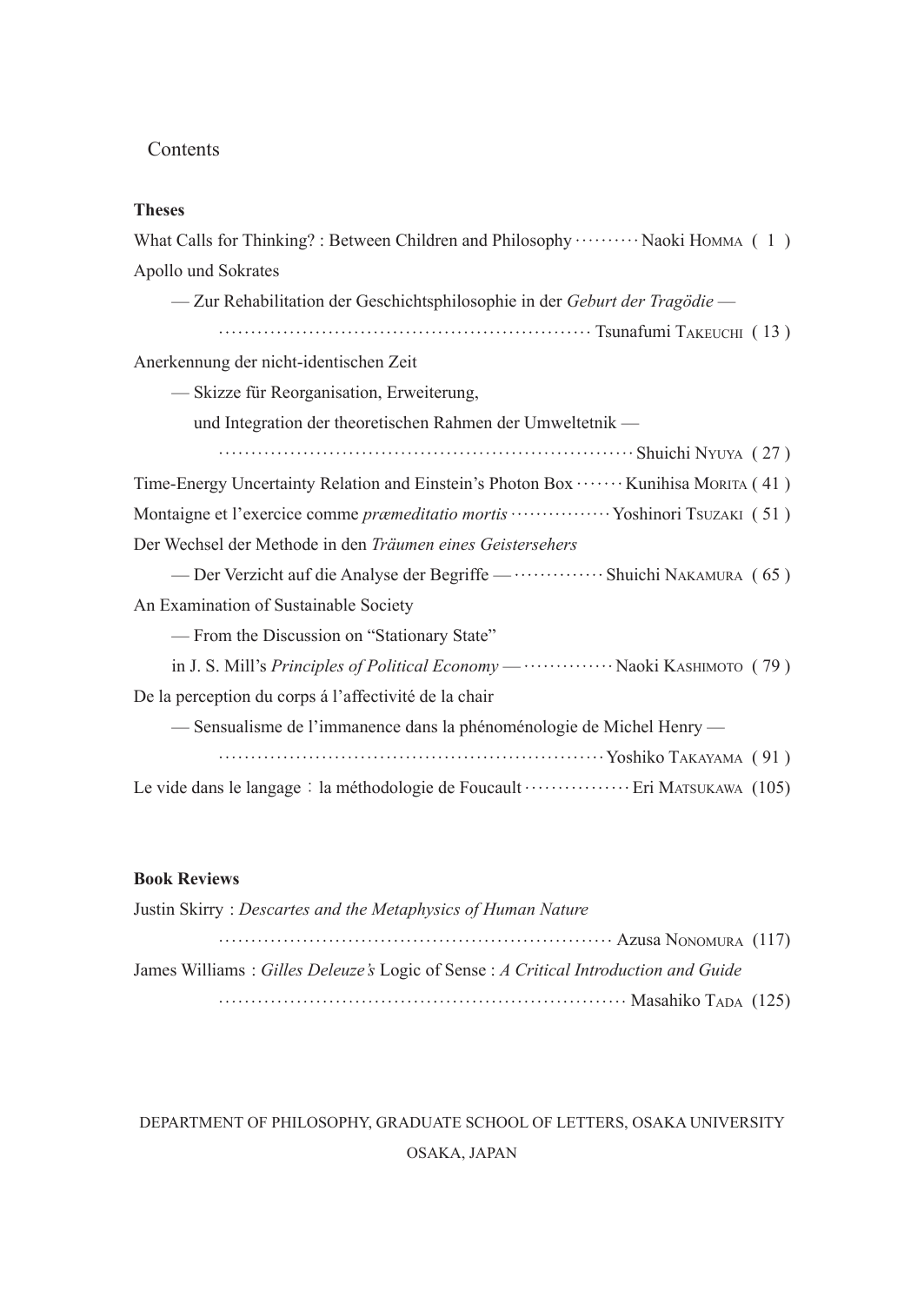Contents

**Theses**

What Calls for Thinking? : Between Children and Philosophy ·········· Naoki HOMMA ( 1 )

Apollo und Sokrates
— Zur Rehabilitation der Geschichtsphilosophie in der *Geburt der Tragödie* —
························································ Tsunafumi TAKEUCHI ( 13 )

Anerkennung der nicht-identischen Zeit
— Skizze für Reorganisation, Erweiterung,
und Integration der theoretischen Rahmen der Umweltetnik —
································································ Shuichi NYUYA ( 27 )

Time-Energy Uncertainty Relation and Einstein's Photon Box ······· Kunihisa MORITA ( 41 )

Montaigne et l'exercice comme *præmeditatio mortis* ················ Yoshinori TSUZAKI ( 51 )

Der Wechsel der Methode in den *Träumen eines Geistersehers*
— Der Verzicht auf die Analyse der Begriffe — ·············· Shuichi NAKAMURA ( 65 )

An Examination of Sustainable Society
— From the Discussion on "Stationary State"
in J. S. Mill's *Principles of Political Economy* — ·············· Naoki KASHIMOTO ( 79 )

De la perception du corps á l'affectivité de la chair
— Sensualisme de l'immanence dans la phénoménologie de Michel Henry —
···························································· Yoshiko TAKAYAMA ( 91 )

Le vide dans le langage：la méthodologie de Foucault ················ Eri MATSUKAWA (105)

**Book Reviews**

Justin Skirry : *Descartes and the Metaphysics of Human Nature*
····························································· Azusa NONOMURA (117)

James Williams : *Gilles Deleuze's* Logic of Sense : *A Critical Introduction and Guide*
······························································ Masahiko TADA (125)

DEPARTMENT OF PHILOSOPHY, GRADUATE SCHOOL OF LETTERS, OSAKA UNIVERSITY
OSAKA, JAPAN